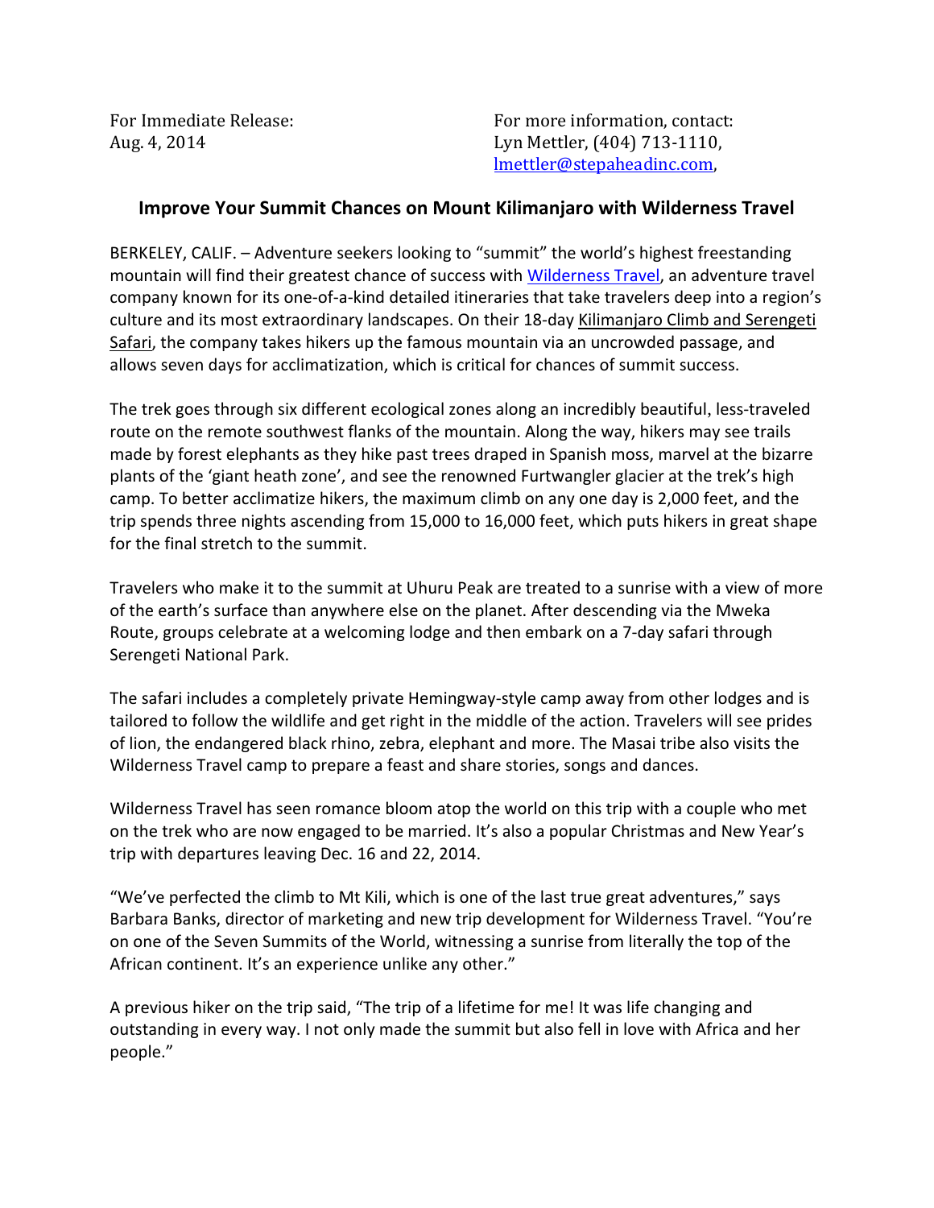For Immediate Release:
Aug. 4, 2014

For more information, contact:
Lyn Mettler, (404) 713-1110,
lmettler@stepaheadinc.com,

## Improve Your Summit Chances on Mount Kilimanjaro with Wilderness Travel

BERKELEY, CALIF. – Adventure seekers looking to "summit" the world's highest freestanding mountain will find their greatest chance of success with Wilderness Travel, an adventure travel company known for its one-of-a-kind detailed itineraries that take travelers deep into a region's culture and its most extraordinary landscapes. On their 18-day Kilimanjaro Climb and Serengeti Safari, the company takes hikers up the famous mountain via an uncrowded passage, and allows seven days for acclimatization, which is critical for chances of summit success.

The trek goes through six different ecological zones along an incredibly beautiful, less-traveled route on the remote southwest flanks of the mountain. Along the way, hikers may see trails made by forest elephants as they hike past trees draped in Spanish moss, marvel at the bizarre plants of the 'giant heath zone', and see the renowned Furtwangler glacier at the trek's high camp. To better acclimatize hikers, the maximum climb on any one day is 2,000 feet, and the trip spends three nights ascending from 15,000 to 16,000 feet, which puts hikers in great shape for the final stretch to the summit.

Travelers who make it to the summit at Uhuru Peak are treated to a sunrise with a view of more of the earth's surface than anywhere else on the planet. After descending via the Mweka Route, groups celebrate at a welcoming lodge and then embark on a 7-day safari through Serengeti National Park.

The safari includes a completely private Hemingway-style camp away from other lodges and is tailored to follow the wildlife and get right in the middle of the action. Travelers will see prides of lion, the endangered black rhino, zebra, elephant and more. The Masai tribe also visits the Wilderness Travel camp to prepare a feast and share stories, songs and dances.

Wilderness Travel has seen romance bloom atop the world on this trip with a couple who met on the trek who are now engaged to be married. It's also a popular Christmas and New Year's trip with departures leaving Dec. 16 and 22, 2014.

"We've perfected the climb to Mt Kili, which is one of the last true great adventures," says Barbara Banks, director of marketing and new trip development for Wilderness Travel. "You're on one of the Seven Summits of the World, witnessing a sunrise from literally the top of the African continent. It's an experience unlike any other."

A previous hiker on the trip said, "The trip of a lifetime for me! It was life changing and outstanding in every way. I not only made the summit but also fell in love with Africa and her people."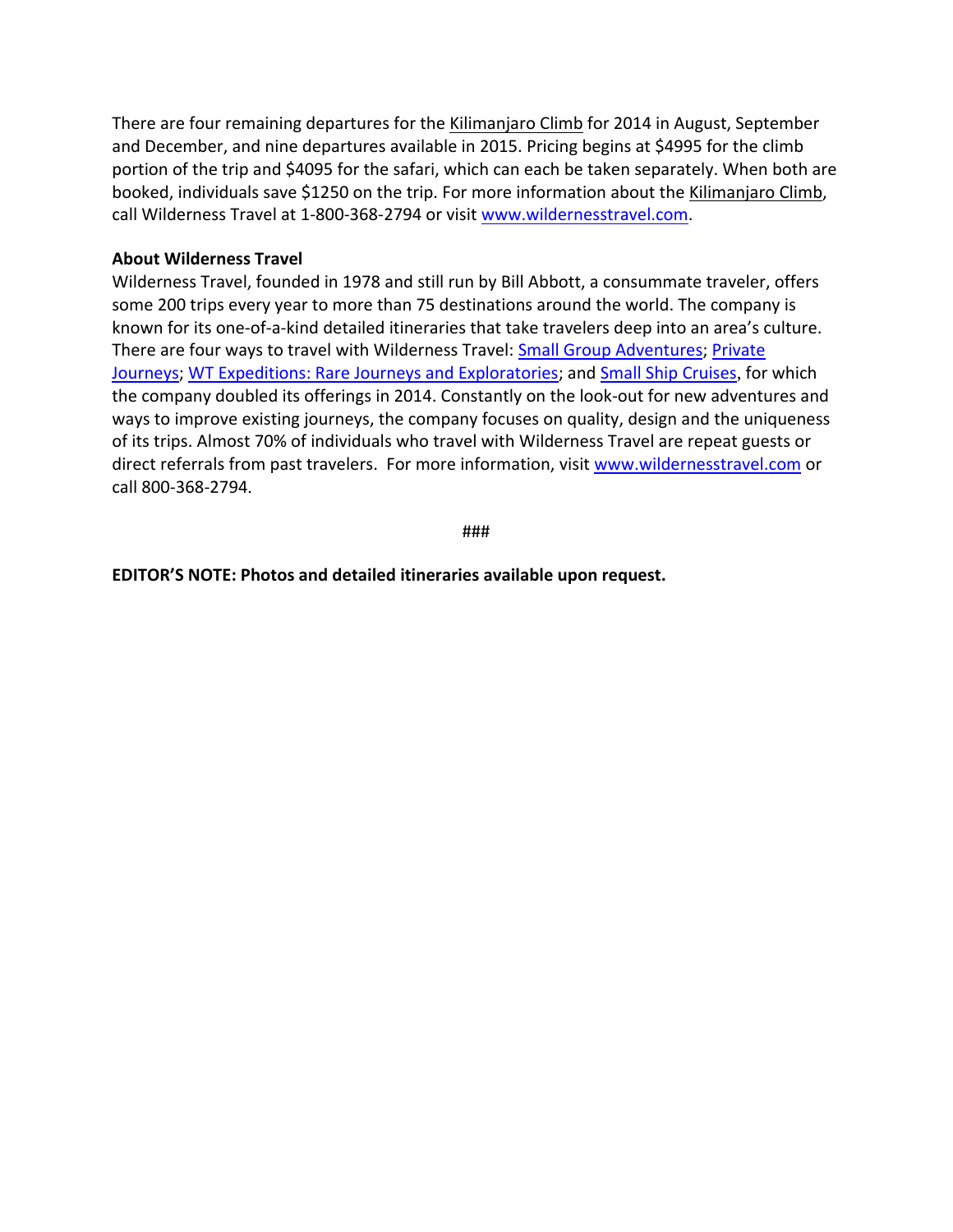There are four remaining departures for the Kilimanjaro Climb for 2014 in August, September and December, and nine departures available in 2015. Pricing begins at $4995 for the climb portion of the trip and $4095 for the safari, which can each be taken separately. When both are booked, individuals save $1250 on the trip. For more information about the Kilimanjaro Climb, call Wilderness Travel at 1-800-368-2794 or visit www.wildernesstravel.com.

**About Wilderness Travel**

Wilderness Travel, founded in 1978 and still run by Bill Abbott, a consummate traveler, offers some 200 trips every year to more than 75 destinations around the world. The company is known for its one-of-a-kind detailed itineraries that take travelers deep into an area's culture. There are four ways to travel with Wilderness Travel: Small Group Adventures; Private Journeys; WT Expeditions: Rare Journeys and Exploratories; and Small Ship Cruises, for which the company doubled its offerings in 2014. Constantly on the look-out for new adventures and ways to improve existing journeys, the company focuses on quality, design and the uniqueness of its trips. Almost 70% of individuals who travel with Wilderness Travel are repeat guests or direct referrals from past travelers. For more information, visit www.wildernesstravel.com or call 800-368-2794.

###

**EDITOR'S NOTE: Photos and detailed itineraries available upon request.**